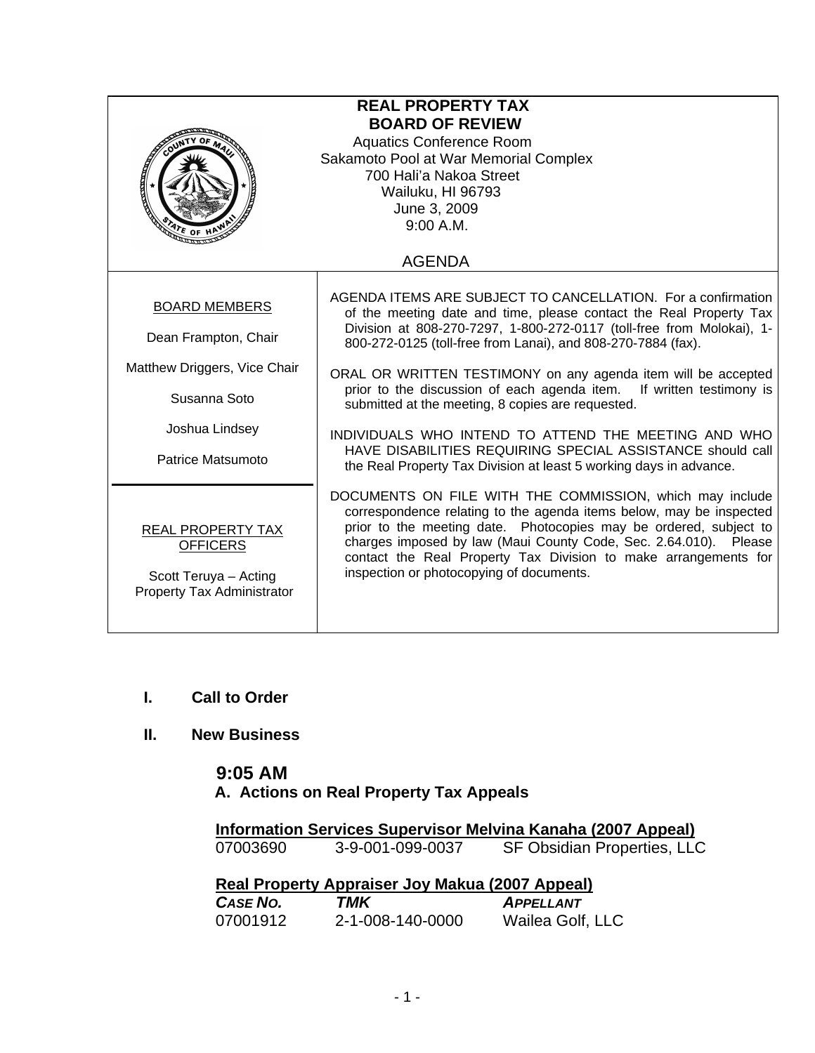# REAL PROPERTY TAX BOARD OF REVIEW

Aquatics Conference Room
Sakamoto Pool at War Memorial Complex
700 Hali'a Nakoa Street
Wailuku, HI 96793
June 3, 2009
9:00 A.M.

AGENDA

**BOARD MEMBERS**

Dean Frampton, Chair

Matthew Driggers, Vice Chair

Susanna Soto

Joshua Lindsey

Patrice Matsumoto

**REAL PROPERTY TAX OFFICERS**

Scott Teruya – Acting Property Tax Administrator

AGENDA ITEMS ARE SUBJECT TO CANCELLATION. For a confirmation of the meeting date and time, please contact the Real Property Tax Division at 808-270-7297, 1-800-272-0117 (toll-free from Molokai), 1-800-272-0125 (toll-free from Lanai), and 808-270-7884 (fax).

ORAL OR WRITTEN TESTIMONY on any agenda item will be accepted prior to the discussion of each agenda item. If written testimony is submitted at the meeting, 8 copies are requested.

INDIVIDUALS WHO INTEND TO ATTEND THE MEETING AND WHO HAVE DISABILITIES REQUIRING SPECIAL ASSISTANCE should call the Real Property Tax Division at least 5 working days in advance.

DOCUMENTS ON FILE WITH THE COMMISSION, which may include correspondence relating to the agenda items below, may be inspected prior to the meeting date. Photocopies may be ordered, subject to charges imposed by law (Maui County Code, Sec. 2.64.010). Please contact the Real Property Tax Division to make arrangements for inspection or photocopying of documents.

## I. Call to Order

## II. New Business

### 9:05 AM

### A. Actions on Real Property Tax Appeals

**Information Services Supervisor Melvina Kanaha (2007 Appeal)**

| | | |
|---|---|---|
| 07003690 | 3-9-001-099-0037 | SF Obsidian Properties, LLC |

**Real Property Appraiser Joy Makua (2007 Appeal)**

| *CASE NO.* | *TMK* | *APPELLANT* |
|---|---|---|
| 07001912 | 2-1-008-140-0000 | Wailea Golf, LLC |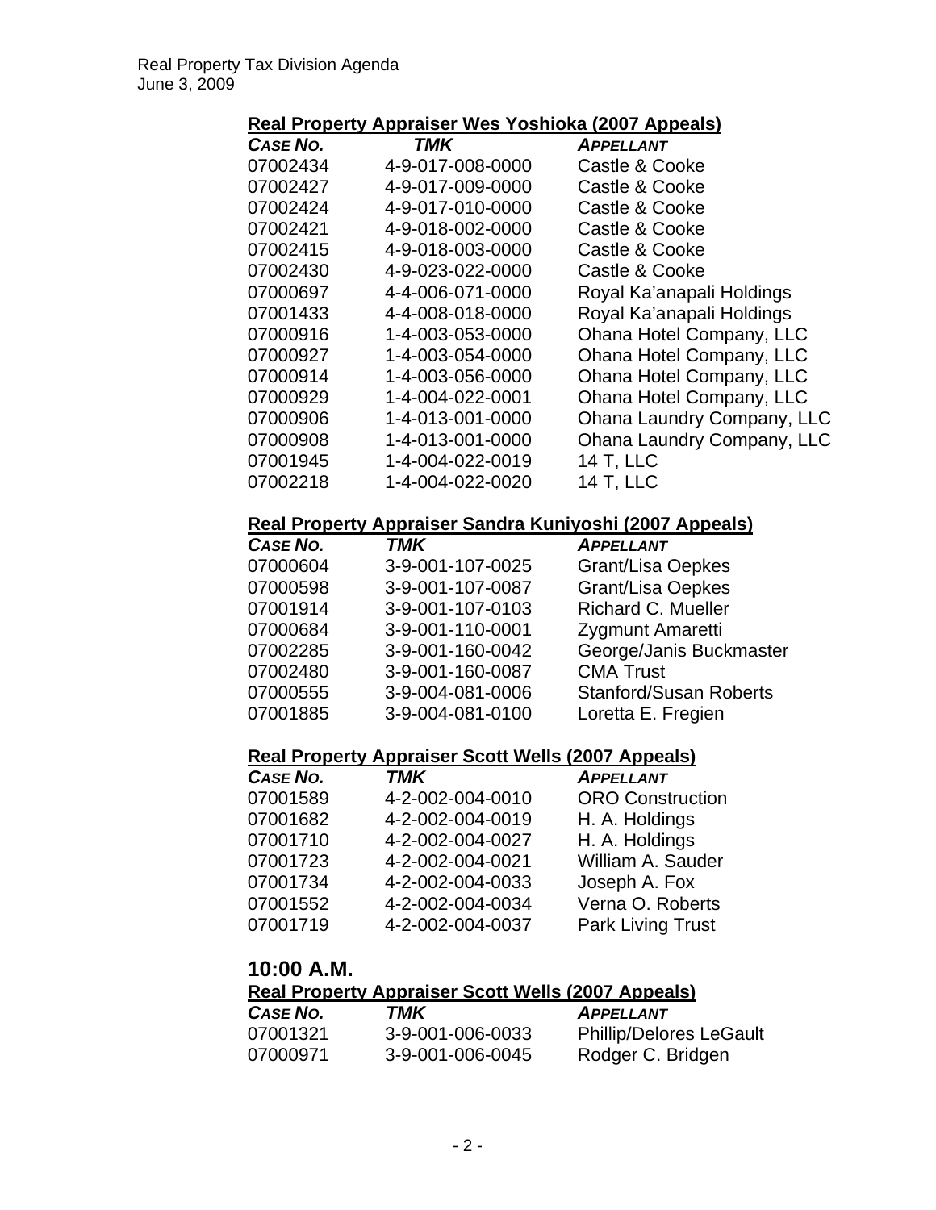**Real Property Appraiser Wes Yoshioka (2007 Appeals)**

| *CASE NO.* | *TMK* | *APPELLANT* |
|---|---|---|
| 07002434 | 4-9-017-008-0000 | Castle & Cooke |
| 07002427 | 4-9-017-009-0000 | Castle & Cooke |
| 07002424 | 4-9-017-010-0000 | Castle & Cooke |
| 07002421 | 4-9-018-002-0000 | Castle & Cooke |
| 07002415 | 4-9-018-003-0000 | Castle & Cooke |
| 07002430 | 4-9-023-022-0000 | Castle & Cooke |
| 07000697 | 4-4-006-071-0000 | Royal Ka'anapali Holdings |
| 07001433 | 4-4-008-018-0000 | Royal Ka'anapali Holdings |
| 07000916 | 1-4-003-053-0000 | Ohana Hotel Company, LLC |
| 07000927 | 1-4-003-054-0000 | Ohana Hotel Company, LLC |
| 07000914 | 1-4-003-056-0000 | Ohana Hotel Company, LLC |
| 07000929 | 1-4-004-022-0001 | Ohana Hotel Company, LLC |
| 07000906 | 1-4-013-001-0000 | Ohana Laundry Company, LLC |
| 07000908 | 1-4-013-001-0000 | Ohana Laundry Company, LLC |
| 07001945 | 1-4-004-022-0019 | 14 T, LLC |
| 07002218 | 1-4-004-022-0020 | 14 T, LLC |

**Real Property Appraiser Sandra Kuniyoshi (2007 Appeals)**

| *CASE NO.* | *TMK* | *APPELLANT* |
|---|---|---|
| 07000604 | 3-9-001-107-0025 | Grant/Lisa Oepkes |
| 07000598 | 3-9-001-107-0087 | Grant/Lisa Oepkes |
| 07001914 | 3-9-001-107-0103 | Richard C. Mueller |
| 07000684 | 3-9-001-110-0001 | Zygmunt Amaretti |
| 07002285 | 3-9-001-160-0042 | George/Janis Buckmaster |
| 07002480 | 3-9-001-160-0087 | CMA Trust |
| 07000555 | 3-9-004-081-0006 | Stanford/Susan Roberts |
| 07001885 | 3-9-004-081-0100 | Loretta E. Fregien |

**Real Property Appraiser Scott Wells (2007 Appeals)**

| *CASE NO.* | *TMK* | *APPELLANT* |
|---|---|---|
| 07001589 | 4-2-002-004-0010 | ORO Construction |
| 07001682 | 4-2-002-004-0019 | H. A. Holdings |
| 07001710 | 4-2-002-004-0027 | H. A. Holdings |
| 07001723 | 4-2-002-004-0021 | William A. Sauder |
| 07001734 | 4-2-002-004-0033 | Joseph A. Fox |
| 07001552 | 4-2-002-004-0034 | Verna O. Roberts |
| 07001719 | 4-2-002-004-0037 | Park Living Trust |

## 10:00 A.M.

**Real Property Appraiser Scott Wells (2007 Appeals)**

| *CASE NO.* | *TMK* | *APPELLANT* |
|---|---|---|
| 07001321 | 3-9-001-006-0033 | Phillip/Delores LeGault |
| 07000971 | 3-9-001-006-0045 | Rodger C. Bridgen |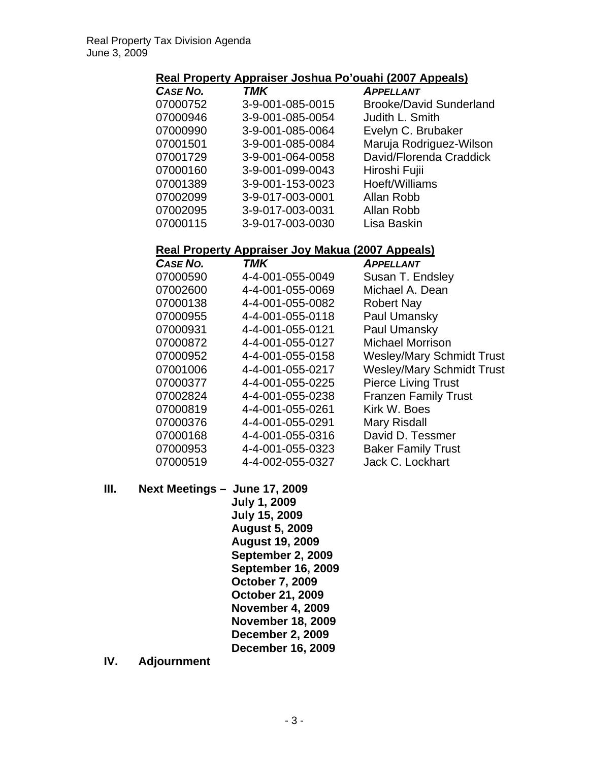**Real Property Appraiser Joshua Po'ouahi (2007 Appeals)**

| *CASE NO.* | *TMK* | *APPELLANT* |
|---|---|---|
| 07000752 | 3-9-001-085-0015 | Brooke/David Sunderland |
| 07000946 | 3-9-001-085-0054 | Judith L. Smith |
| 07000990 | 3-9-001-085-0064 | Evelyn C. Brubaker |
| 07001501 | 3-9-001-085-0084 | Maruja Rodriguez-Wilson |
| 07001729 | 3-9-001-064-0058 | David/Florenda Craddick |
| 07000160 | 3-9-001-099-0043 | Hiroshi Fujii |
| 07001389 | 3-9-001-153-0023 | Hoeft/Williams |
| 07002099 | 3-9-017-003-0001 | Allan Robb |
| 07002095 | 3-9-017-003-0031 | Allan Robb |
| 07000115 | 3-9-017-003-0030 | Lisa Baskin |

**Real Property Appraiser Joy Makua (2007 Appeals)**

| *CASE NO.* | *TMK* | *APPELLANT* |
|---|---|---|
| 07000590 | 4-4-001-055-0049 | Susan T. Endsley |
| 07002600 | 4-4-001-055-0069 | Michael A. Dean |
| 07000138 | 4-4-001-055-0082 | Robert Nay |
| 07000955 | 4-4-001-055-0118 | Paul Umansky |
| 07000931 | 4-4-001-055-0121 | Paul Umansky |
| 07000872 | 4-4-001-055-0127 | Michael Morrison |
| 07000952 | 4-4-001-055-0158 | Wesley/Mary Schmidt Trust |
| 07001006 | 4-4-001-055-0217 | Wesley/Mary Schmidt Trust |
| 07000377 | 4-4-001-055-0225 | Pierce Living Trust |
| 07002824 | 4-4-001-055-0238 | Franzen Family Trust |
| 07000819 | 4-4-001-055-0261 | Kirk W. Boes |
| 07000376 | 4-4-001-055-0291 | Mary Risdall |
| 07000168 | 4-4-001-055-0316 | David D. Tessmer |
| 07000953 | 4-4-001-055-0323 | Baker Family Trust |
| 07000519 | 4-4-002-055-0327 | Jack C. Lockhart |

**III. Next Meetings – June 17, 2009**
**July 1, 2009**
**July 15, 2009**
**August 5, 2009**
**August 19, 2009**
**September 2, 2009**
**September 16, 2009**
**October 7, 2009**
**October 21, 2009**
**November 4, 2009**
**November 18, 2009**
**December 2, 2009**
**December 16, 2009**

**IV. Adjournment**